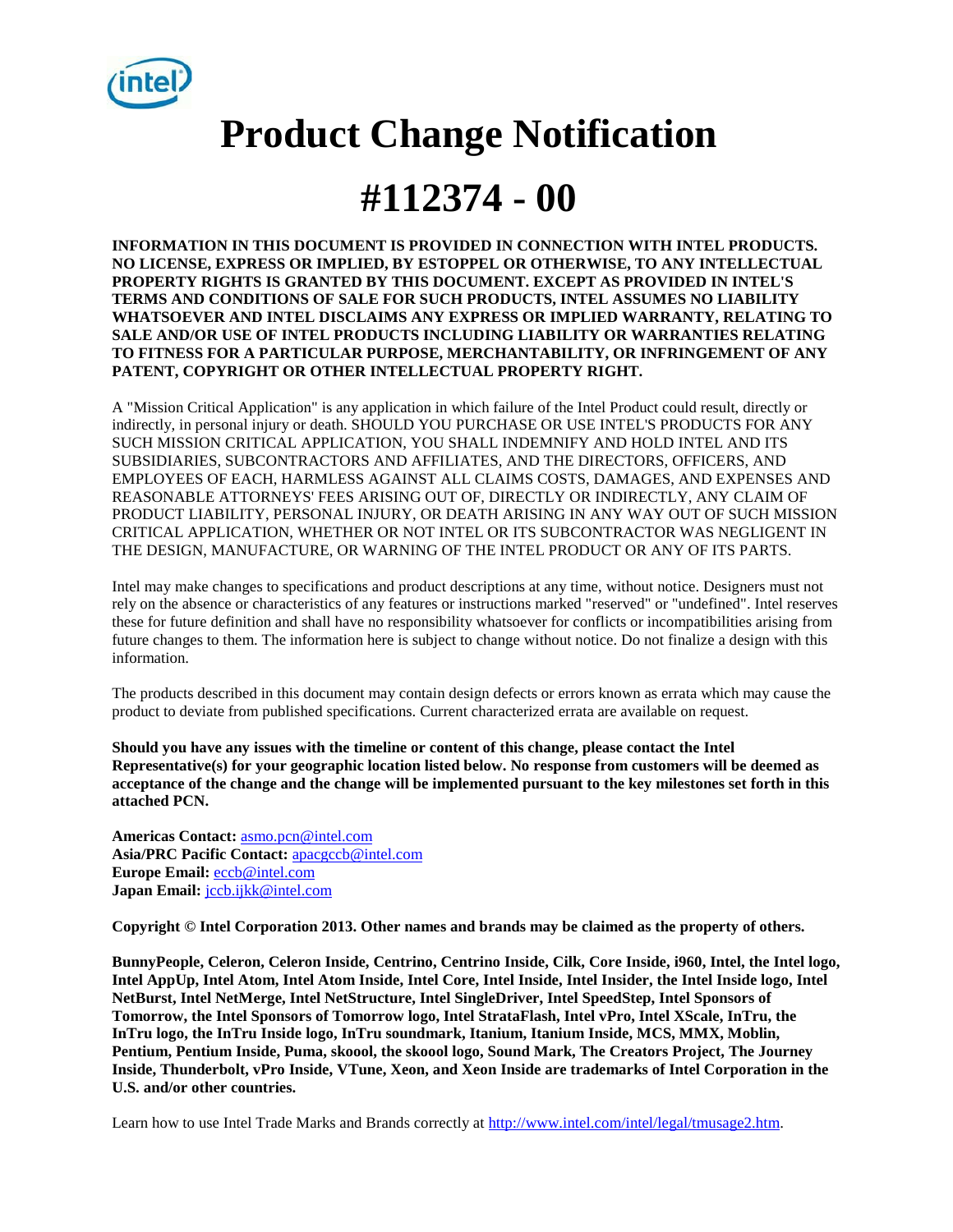# Product Change Notification

# #112374 - 00

**INFORMATION IN THIS DOCUMENT IS PROVIDED IN CONNECTION WITH INTEL PRODUCTS. NO LICENSE, EXPRESS OR IMPLIED, BY ESTOPPEL OR OTHERWISE, TO ANY INTELLECTUAL PROPERTY RIGHTS IS GRANTED BY THIS DOCUMENT. EXCEPT AS PROVIDED IN INTEL'S TERMS AND CONDITIONS OF SALE FOR SUCH PRODUCTS, INTEL ASSUMES NO LIABILITY WHATSOEVER AND INTEL DISCLAIMS ANY EXPRESS OR IMPLIED WARRANTY, RELATING TO SALE AND/OR USE OF INTEL PRODUCTS INCLUDING LIABILITY OR WARRANTIES RELATING TO FITNESS FOR A PARTICULAR PURPOSE, MERCHANTABILITY, OR INFRINGEMENT OF ANY PATENT, COPYRIGHT OR OTHER INTELLECTUAL PROPERTY RIGHT.**

A "Mission Critical Application" is any application in which failure of the Intel Product could result, directly or indirectly, in personal injury or death. SHOULD YOU PURCHASE OR USE INTEL'S PRODUCTS FOR ANY SUCH MISSION CRITICAL APPLICATION, YOU SHALL INDEMNIFY AND HOLD INTEL AND ITS SUBSIDIARIES, SUBCONTRACTORS AND AFFILIATES, AND THE DIRECTORS, OFFICERS, AND EMPLOYEES OF EACH, HARMLESS AGAINST ALL CLAIMS COSTS, DAMAGES, AND EXPENSES AND REASONABLE ATTORNEYS' FEES ARISING OUT OF, DIRECTLY OR INDIRECTLY, ANY CLAIM OF PRODUCT LIABILITY, PERSONAL INJURY, OR DEATH ARISING IN ANY WAY OUT OF SUCH MISSION CRITICAL APPLICATION, WHETHER OR NOT INTEL OR ITS SUBCONTRACTOR WAS NEGLIGENT IN THE DESIGN, MANUFACTURE, OR WARNING OF THE INTEL PRODUCT OR ANY OF ITS PARTS.

Intel may make changes to specifications and product descriptions at any time, without notice. Designers must not rely on the absence or characteristics of any features or instructions marked "reserved" or "undefined". Intel reserves these for future definition and shall have no responsibility whatsoever for conflicts or incompatibilities arising from future changes to them. The information here is subject to change without notice. Do not finalize a design with this information.

The products described in this document may contain design defects or errors known as errata which may cause the product to deviate from published specifications. Current characterized errata are available on request.

**Should you have any issues with the timeline or content of this change, please contact the Intel Representative(s) for your geographic location listed below. No response from customers will be deemed as acceptance of the change and the change will be implemented pursuant to the key milestones set forth in this attached PCN.**

**Americas Contact:** asmo.pcn@intel.com
**Asia/PRC Pacific Contact:** apacgccb@intel.com
**Europe Email:** eccb@intel.com
**Japan Email:** jccb.ijkk@intel.com

**Copyright © Intel Corporation 2013. Other names and brands may be claimed as the property of others.**

**BunnyPeople, Celeron, Celeron Inside, Centrino, Centrino Inside, Cilk, Core Inside, i960, Intel, the Intel logo, Intel AppUp, Intel Atom, Intel Atom Inside, Intel Core, Intel Inside, Intel Insider, the Intel Inside logo, Intel NetBurst, Intel NetMerge, Intel NetStructure, Intel SingleDriver, Intel SpeedStep, Intel Sponsors of Tomorrow, the Intel Sponsors of Tomorrow logo, Intel StrataFlash, Intel vPro, Intel XScale, InTru, the InTru logo, the InTru Inside logo, InTru soundmark, Itanium, Itanium Inside, MCS, MMX, Moblin, Pentium, Pentium Inside, Puma, skoool, the skoool logo, Sound Mark, The Creators Project, The Journey Inside, Thunderbolt, vPro Inside, VTune, Xeon, and Xeon Inside are trademarks of Intel Corporation in the U.S. and/or other countries.**

Learn how to use Intel Trade Marks and Brands correctly at http://www.intel.com/intel/legal/tmusage2.htm.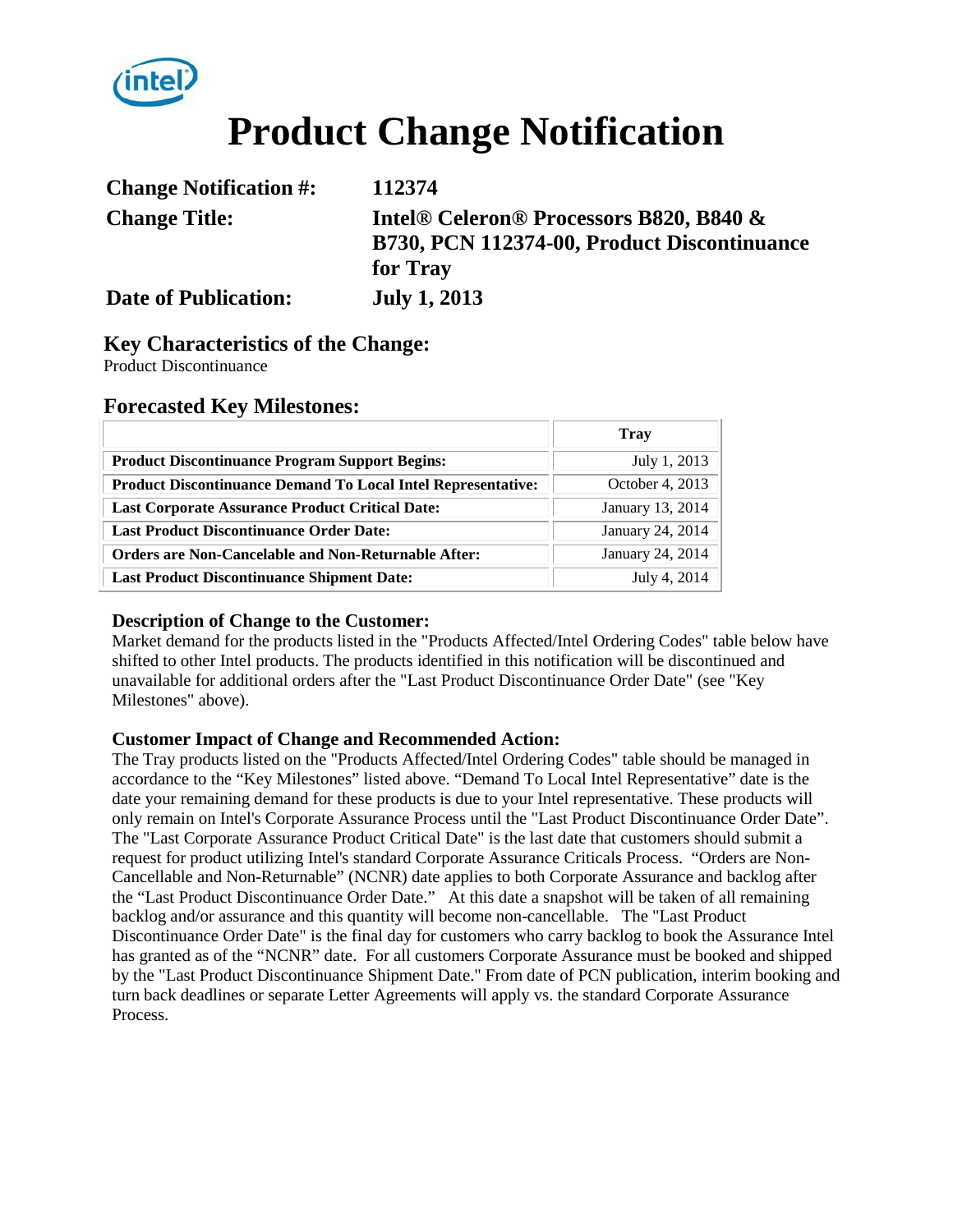# Product Change Notification

| | |
|---|---|
| **Change Notification #:** | **112374** |
| **Change Title:** | **Intel® Celeron® Processors B820, B840 & B730, PCN 112374-00, Product Discontinuance for Tray** |
| **Date of Publication:** | **July 1, 2013** |

## Key Characteristics of the Change:

Product Discontinuance

## Forecasted Key Milestones:

| | Tray |
|---|---|
| **Product Discontinuance Program Support Begins:** | July 1, 2013 |
| **Product Discontinuance Demand To Local Intel Representative:** | October 4, 2013 |
| **Last Corporate Assurance Product Critical Date:** | January 13, 2014 |
| **Last Product Discontinuance Order Date:** | January 24, 2014 |
| **Orders are Non-Cancelable and Non-Returnable After:** | January 24, 2014 |
| **Last Product Discontinuance Shipment Date:** | July 4, 2014 |

### Description of Change to the Customer:

Market demand for the products listed in the "Products Affected/Intel Ordering Codes" table below have shifted to other Intel products. The products identified in this notification will be discontinued and unavailable for additional orders after the "Last Product Discontinuance Order Date" (see "Key Milestones" above).

### Customer Impact of Change and Recommended Action:

The Tray products listed on the "Products Affected/Intel Ordering Codes" table should be managed in accordance to the “Key Milestones” listed above. “Demand To Local Intel Representative” date is the date your remaining demand for these products is due to your Intel representative. These products will only remain on Intel's Corporate Assurance Process until the "Last Product Discontinuance Order Date”. The "Last Corporate Assurance Product Critical Date" is the last date that customers should submit a request for product utilizing Intel's standard Corporate Assurance Criticals Process. “Orders are Non-Cancellable and Non-Returnable” (NCNR) date applies to both Corporate Assurance and backlog after the “Last Product Discontinuance Order Date.” At this date a snapshot will be taken of all remaining backlog and/or assurance and this quantity will become non-cancellable. The "Last Product Discontinuance Order Date" is the final day for customers who carry backlog to book the Assurance Intel has granted as of the “NCNR” date. For all customers Corporate Assurance must be booked and shipped by the "Last Product Discontinuance Shipment Date." From date of PCN publication, interim booking and turn back deadlines or separate Letter Agreements will apply vs. the standard Corporate Assurance Process.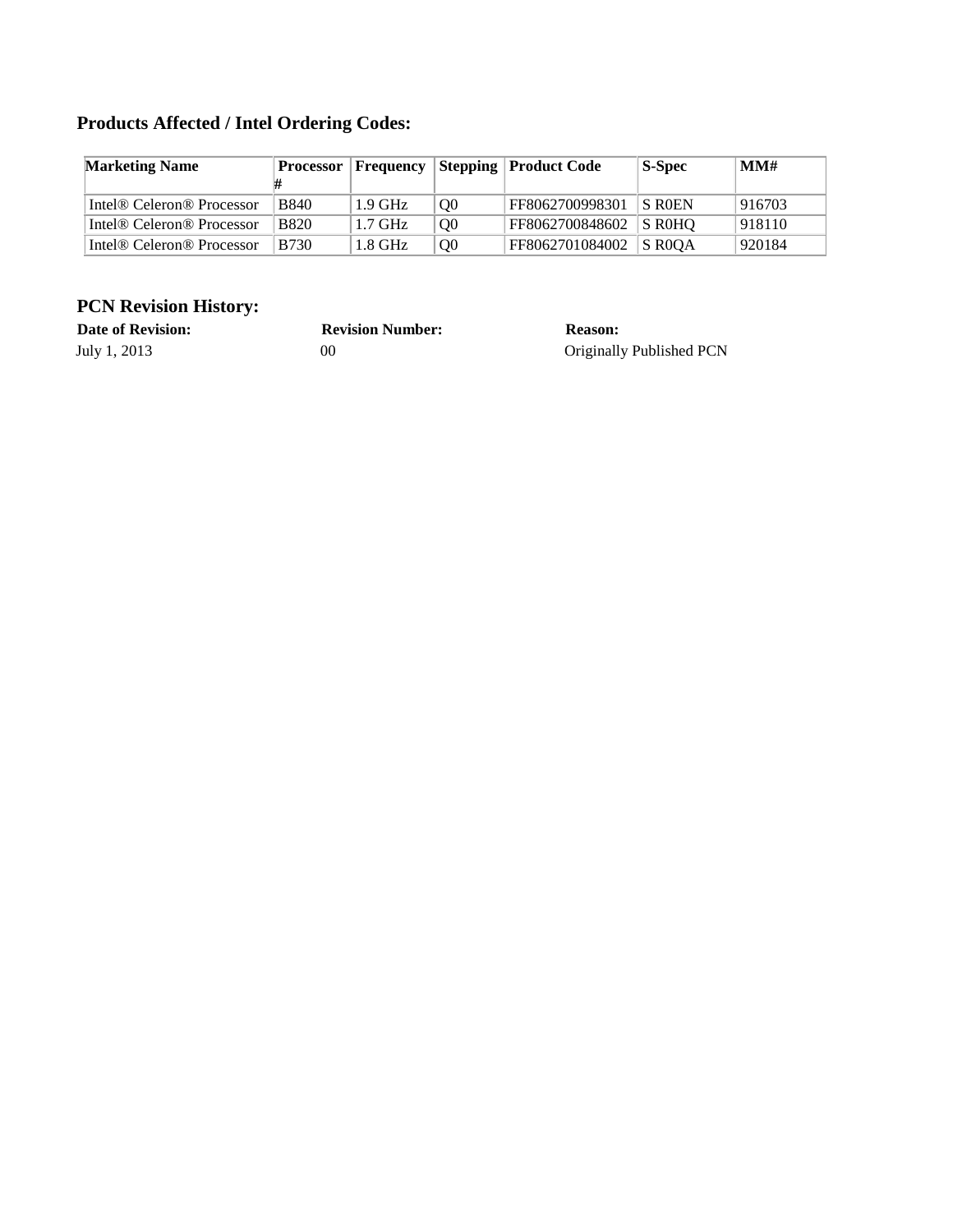## Products Affected / Intel Ordering Codes:

| Marketing Name | Processor # | Frequency | Stepping | Product Code | S-Spec | MM# |
|---|---|---|---|---|---|---|
| Intel® Celeron® Processor | B840 | 1.9 GHz | Q0 | FF8062700998301 | S R0EN | 916703 |
| Intel® Celeron® Processor | B820 | 1.7 GHz | Q0 | FF8062700848602 | S R0HQ | 918110 |
| Intel® Celeron® Processor | B730 | 1.8 GHz | Q0 | FF8062701084002 | S R0QA | 920184 |

## PCN Revision History:

| Date of Revision: | Revision Number: | Reason: |
|---|---|---|
| July 1, 2013 | 00 | Originally Published PCN |